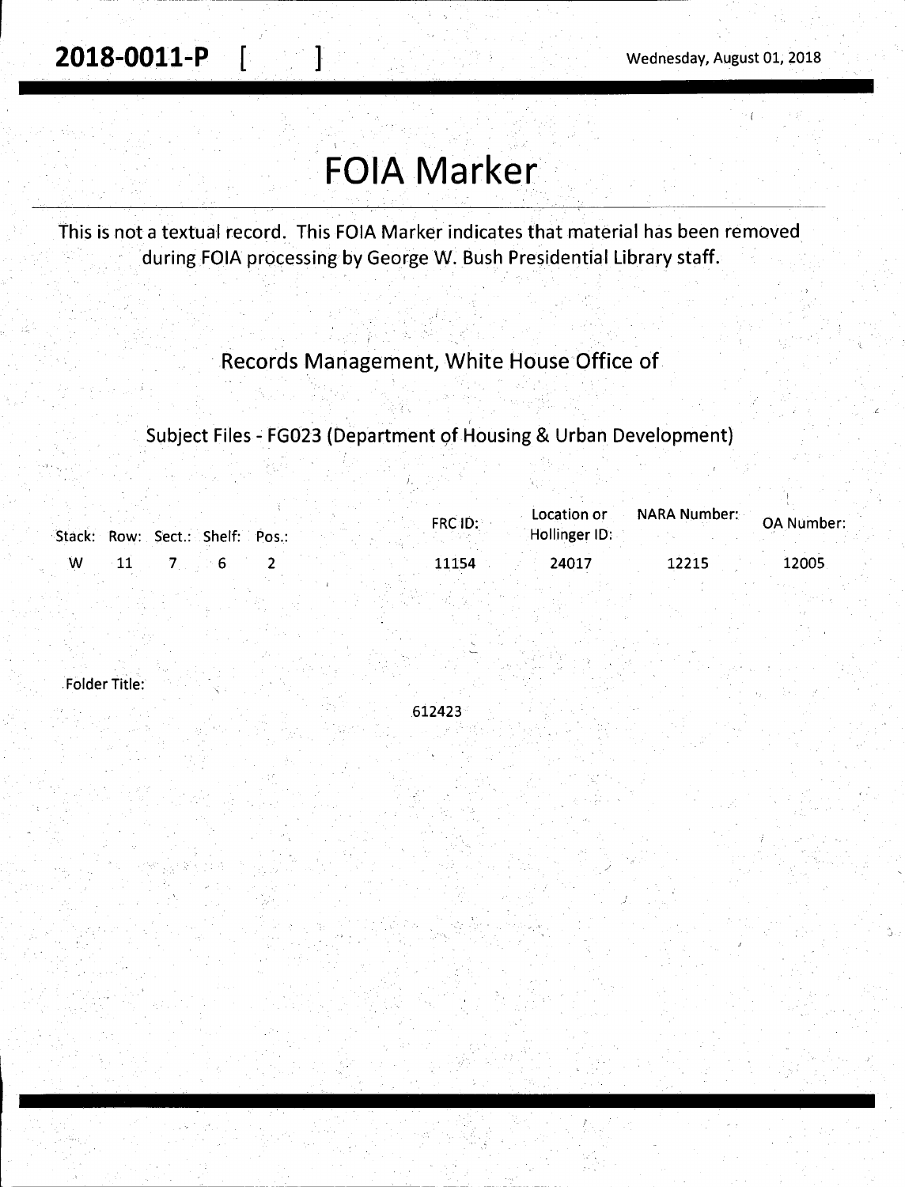**2018-0011-P [ ]** Wednesday, August 01, 2018

# FOIA Marker

This is not a textual record. This FOIA Marker indicates that material has been removed during FOIA processing by George W. Bush Presidential Library staff.

Records Management, White House Office of

Subject Files - FG023 (Department of Housing & Urban Development)

| Stack: | Row: | Sect.: | Shelf: | Pos.: | FRC ID: | Location or Hollinger ID: | NARA Number: | OA Number: |
|---|---|---|---|---|---|---|---|---|
| W | 11 | 7 | 6 | 2 | 11154 | 24017 | 12215 | 12005 |

Folder Title:

612423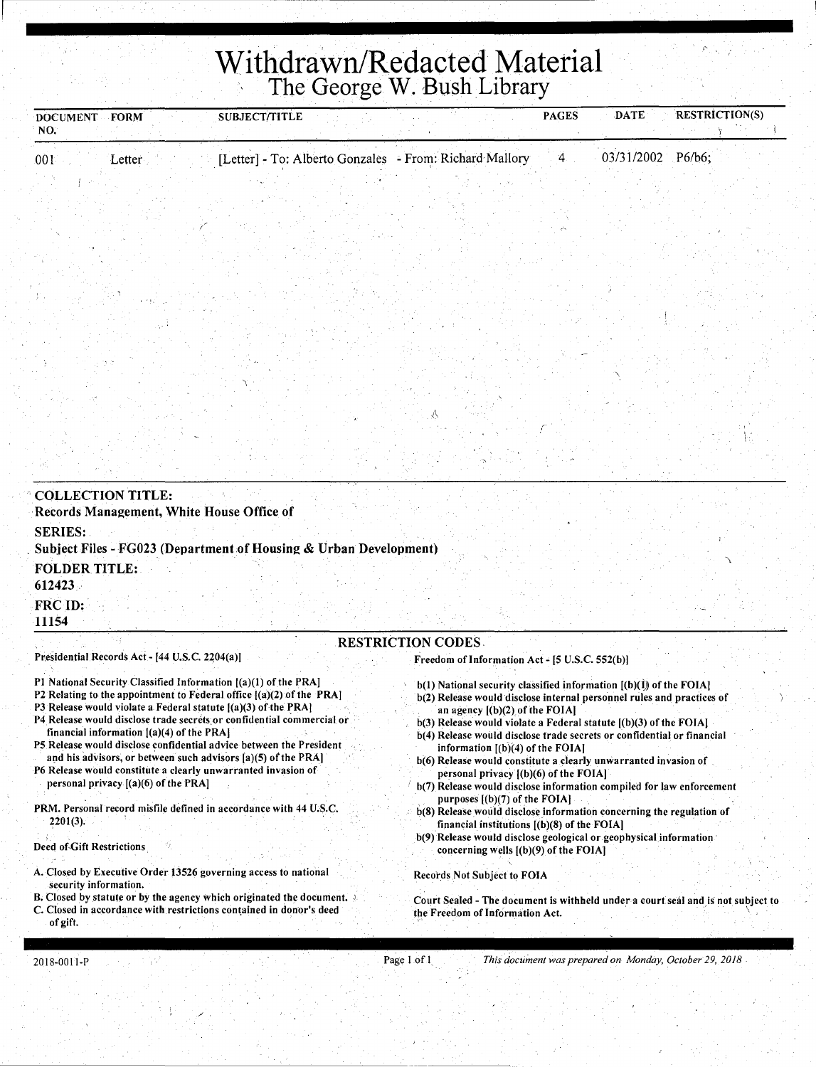# Withdrawn/Redacted Material

## The George W. Bush Library

| DOCUMENT NO. | FORM | SUBJECT/TITLE | PAGES | DATE | RESTRICTION(S) |
|---|---|---|---|---|---|
| 001 | Letter | [Letter] - To: Alberto Gonzales - From: Richard Mallory | 4 | 03/31/2002 | P6/b6; |

**COLLECTION TITLE:**
Records Management, White House Office of

**SERIES:**
Subject Files - FG023 (Department of Housing & Urban Development)

**FOLDER TITLE:**
612423

**FRC ID:**
11154

### RESTRICTION CODES

**Presidential Records Act - [44 U.S.C. 2204(a)]**

P1 National Security Classified Information [(a)(1) of the PRA]
P2 Relating to the appointment to Federal office [(a)(2) of the PRA]
P3 Release would violate a Federal statute [(a)(3) of the PRA]
P4 Release would disclose trade secrets or confidential commercial or financial information [(a)(4) of the PRA]
P5 Release would disclose confidential advice between the President and his advisors, or between such advisors [a)(5) of the PRA]
P6 Release would constitute a clearly unwarranted invasion of personal privacy [(a)(6) of the PRA]

PRM. Personal record misfile defined in accordance with 44 U.S.C. 2201(3).

**Deed of Gift Restrictions**

A. Closed by Executive Order 13526 governing access to national security information.
B. Closed by statute or by the agency which originated the document.
C. Closed in accordance with restrictions contained in donor's deed of gift.

**Freedom of Information Act - [5 U.S.C. 552(b)]**

b(1) National security classified information [(b)(1) of the FOIA]
b(2) Release would disclose internal personnel rules and practices of an agency [(b)(2) of the FOIA]
b(3) Release would violate a Federal statute [(b)(3) of the FOIA]
b(4) Release would disclose trade secrets or confidential or financial information [(b)(4) of the FOIA]
b(6) Release would constitute a clearly unwarranted invasion of personal privacy [(b)(6) of the FOIA]
b(7) Release would disclose information compiled for law enforcement purposes [(b)(7) of the FOIA]
b(8) Release would disclose information concerning the regulation of financial institutions [(b)(8) of the FOIA]
b(9) Release would disclose geological or geophysical information concerning wells [(b)(9) of the FOIA]

Records Not Subject to FOIA

Court Sealed - The document is withheld under a court seal and is not subject to the Freedom of Information Act.

2018-0011-P

*This document was prepared on Monday, October 29, 2018*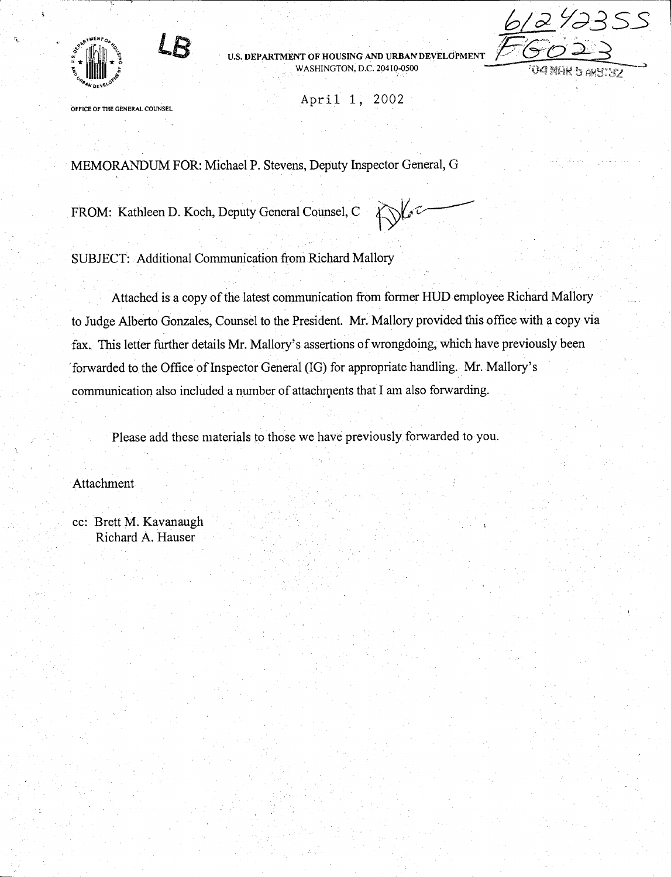LB

U.S. DEPARTMENT OF HOUSING AND URBAN DEVELOPMENT
WASHINGTON, D.C. 20410-0500

612423SS
FG023
'04 MAR 5 AM9:32

OFFICE OF THE GENERAL COUNSEL

April 1, 2002

MEMORANDUM FOR: Michael P. Stevens, Deputy Inspector General, G

FROM: Kathleen D. Koch, Deputy General Counsel, C

SUBJECT: Additional Communication from Richard Mallory

Attached is a copy of the latest communication from former HUD employee Richard Mallory to Judge Alberto Gonzales, Counsel to the President. Mr. Mallory provided this office with a copy via fax. This letter further details Mr. Mallory's assertions of wrongdoing, which have previously been forwarded to the Office of Inspector General (IG) for appropriate handling. Mr. Mallory's communication also included a number of attachments that I am also forwarding.

Please add these materials to those we have previously forwarded to you.

Attachment

cc: Brett M. Kavanaugh
Richard A. Hauser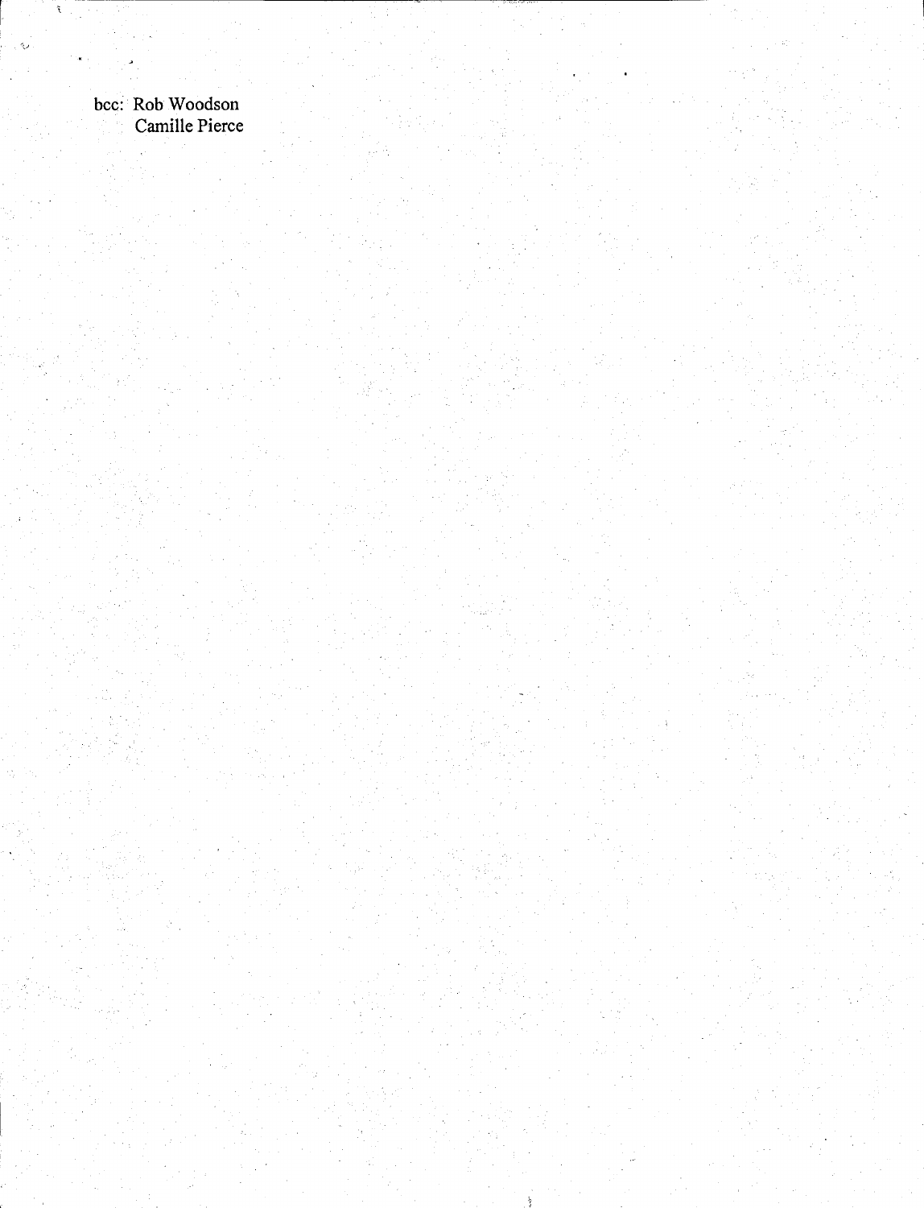bcc: Rob Woodson
     Camille Pierce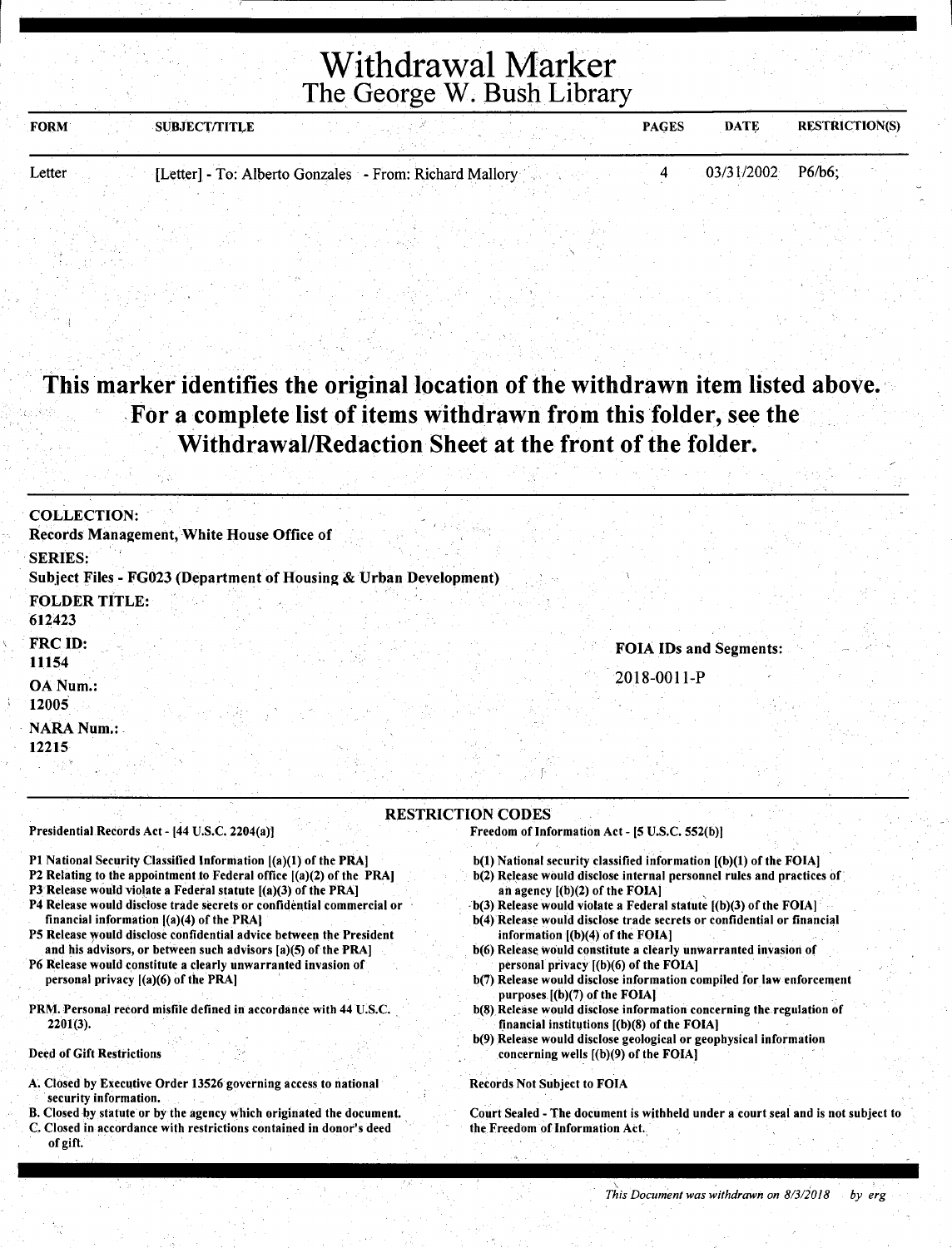# Withdrawal Marker
## The George W. Bush Library

| FORM | SUBJECT/TITLE | PAGES | DATE | RESTRICTION(S) |
|---|---|---|---|---|
| Letter | [Letter] - To: Alberto Gonzales - From: Richard Mallory | 4 | 03/31/2002 | P6/b6; |

**This marker identifies the original location of the withdrawn item listed above. For a complete list of items withdrawn from this folder, see the Withdrawal/Redaction Sheet at the front of the folder.**

**COLLECTION:**
Records Management, White House Office of

**SERIES:**
Subject Files - FG023 (Department of Housing & Urban Development)

**FOLDER TITLE:**
612423

**FRC ID:**
11154

**OA Num.:**
12005

**NARA Num.:**
12215

**FOIA IDs and Segments:**

2018-0011-P

### RESTRICTION CODES

Presidential Records Act - [44 U.S.C. 2204(a)]

P1 National Security Classified Information [(a)(1) of the PRA]
P2 Relating to the appointment to Federal office [(a)(2) of the PRA]
P3 Release would violate a Federal statute [(a)(3) of the PRA]
P4 Release would disclose trade secrets or confidential commercial or financial information [(a)(4) of the PRA]
P5 Release would disclose confidential advice between the President and his advisors, or between such advisors [a)(5) of the PRA]
P6 Release would constitute a clearly unwarranted invasion of personal privacy [(a)(6) of the PRA]

PRM. Personal record misfile defined in accordance with 44 U.S.C. 2201(3).

Deed of Gift Restrictions

A. Closed by Executive Order 13526 governing access to national security information.
B. Closed by statute or by the agency which originated the document.
C. Closed in accordance with restrictions contained in donor's deed of gift.

Freedom of Information Act - [5 U.S.C. 552(b)]

b(1) National security classified information [(b)(1) of the FOIA]
b(2) Release would disclose internal personnel rules and practices of an agency [(b)(2) of the FOIA]
b(3) Release would violate a Federal statute [(b)(3) of the FOIA]
b(4) Release would disclose trade secrets or confidential or financial information [(b)(4) of the FOIA]
b(6) Release would constitute a clearly unwarranted invasion of personal privacy [(b)(6) of the FOIA]
b(7) Release would disclose information compiled for law enforcement purposes [(b)(7) of the FOIA]
b(8) Release would disclose information concerning the regulation of financial institutions [(b)(8) of the FOIA]
b(9) Release would disclose geological or geophysical information concerning wells [(b)(9) of the FOIA]

Records Not Subject to FOIA

Court Sealed - The document is withheld under a court seal and is not subject to the Freedom of Information Act.

*This Document was withdrawn on 8/3/2018 by erg*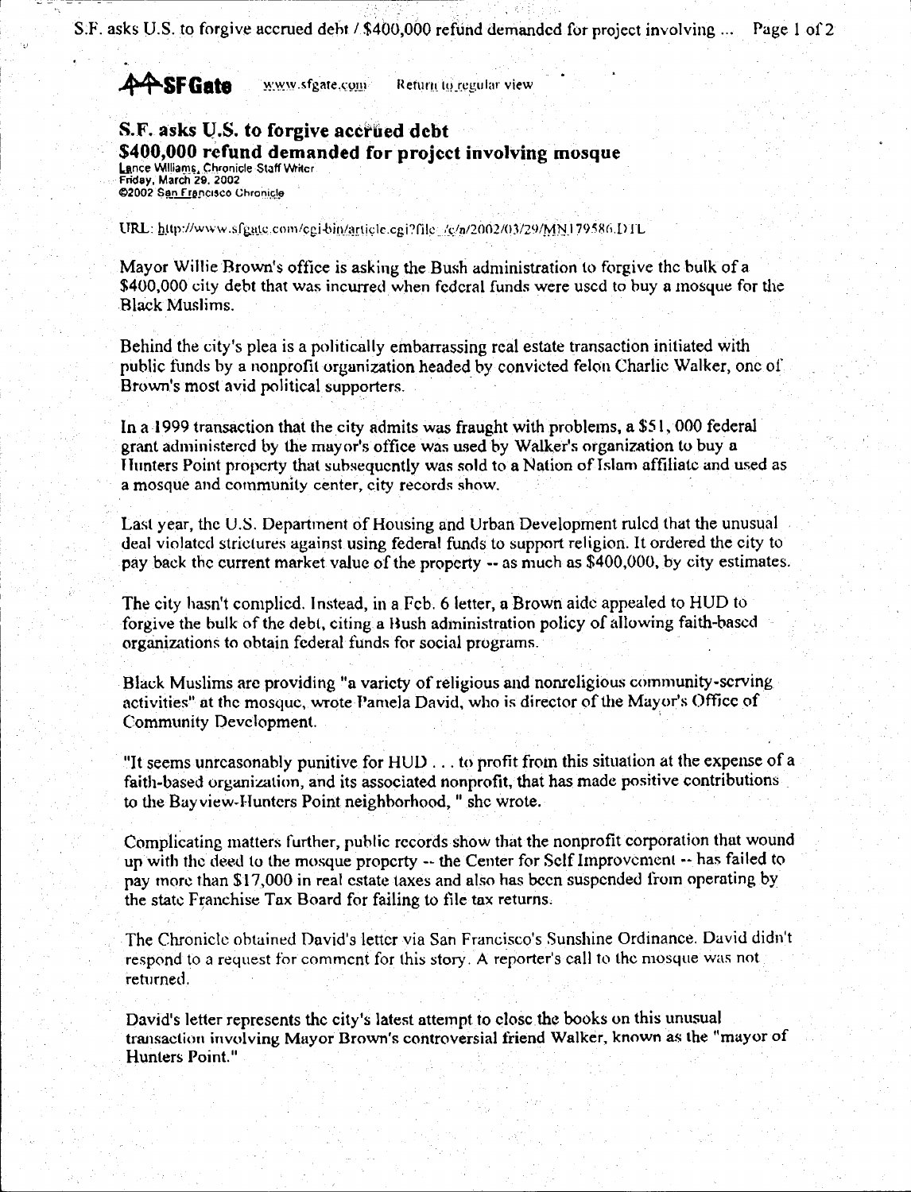**SFGate** www.sfgate.com Return to regular view

# S.F. asks U.S. to forgive accrued debt

## $400,000 refund demanded for project involving mosque

Lance Williams, Chronicle Staff Writer
Friday, March 29, 2002
©2002 San Francisco Chronicle

URL: http://www.sfgate.com/cgi-bin/article.cgi?file=/c/a/2002/03/29/MN179586.DTL

Mayor Willie Brown's office is asking the Bush administration to forgive the bulk of a $400,000 city debt that was incurred when federal funds were used to buy a mosque for the Black Muslims.

Behind the city's plea is a politically embarrassing real estate transaction initiated with public funds by a nonprofit organization headed by convicted felon Charlie Walker, one of Brown's most avid political supporters.

In a 1999 transaction that the city admits was fraught with problems, a $51, 000 federal grant administered by the mayor's office was used by Walker's organization to buy a Hunters Point property that subsequently was sold to a Nation of Islam affiliate and used as a mosque and community center, city records show.

Last year, the U.S. Department of Housing and Urban Development ruled that the unusual deal violated strictures against using federal funds to support religion. It ordered the city to pay back the current market value of the property -- as much as $400,000, by city estimates.

The city hasn't complied. Instead, in a Feb. 6 letter, a Brown aide appealed to HUD to forgive the bulk of the debt, citing a Bush administration policy of allowing faith-based organizations to obtain federal funds for social programs.

Black Muslims are providing "a variety of religious and nonreligious community-serving activities" at the mosque, wrote Pamela David, who is director of the Mayor's Office of Community Development.

"It seems unreasonably punitive for HUD . . . to profit from this situation at the expense of a faith-based organization, and its associated nonprofit, that has made positive contributions to the Bayview-Hunters Point neighborhood, " she wrote.

Complicating matters further, public records show that the nonprofit corporation that wound up with the deed to the mosque property -- the Center for Self Improvement -- has failed to pay more than $17,000 in real estate taxes and also has been suspended from operating by the state Franchise Tax Board for failing to file tax returns.

The Chronicle obtained David's letter via San Francisco's Sunshine Ordinance. David didn't respond to a request for comment for this story. A reporter's call to the mosque was not returned.

David's letter represents the city's latest attempt to close the books on this unusual transaction involving Mayor Brown's controversial friend Walker, known as the "mayor of Hunters Point."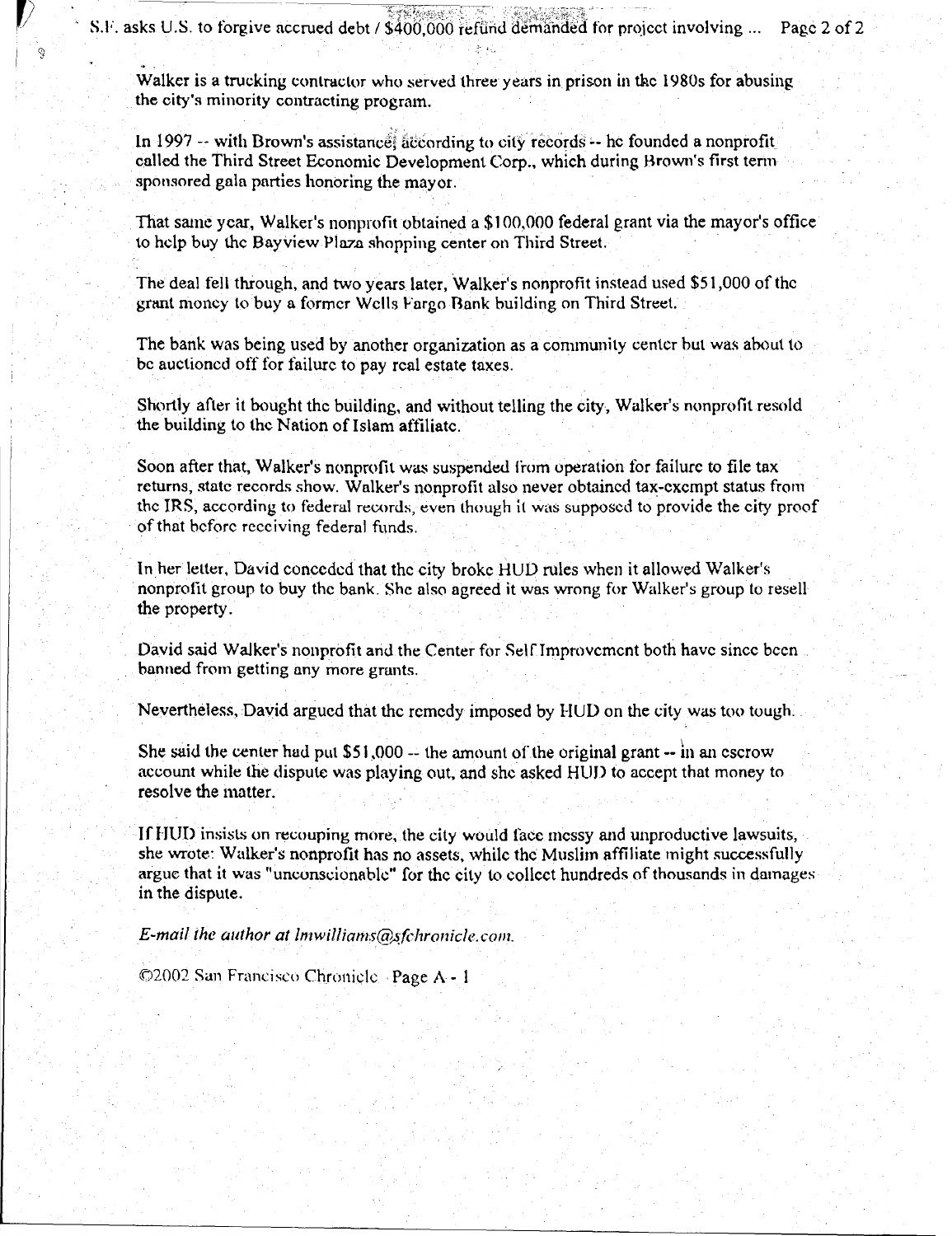Walker is a trucking contractor who served three years in prison in the 1980s for abusing the city's minority contracting program.

In 1997 -- with Brown's assistance, according to city records -- he founded a nonprofit called the Third Street Economic Development Corp., which during Brown's first term sponsored gala parties honoring the mayor.

That same year, Walker's nonprofit obtained a $100,000 federal grant via the mayor's office to help buy the Bayview Plaza shopping center on Third Street.

The deal fell through, and two years later, Walker's nonprofit instead used $51,000 of the grant money to buy a former Wells Fargo Bank building on Third Street.

The bank was being used by another organization as a community center but was about to be auctioned off for failure to pay real estate taxes.

Shortly after it bought the building, and without telling the city, Walker's nonprofit resold the building to the Nation of Islam affiliate.

Soon after that, Walker's nonprofit was suspended from operation for failure to file tax returns, state records show. Walker's nonprofit also never obtained tax-exempt status from the IRS, according to federal records, even though it was supposed to provide the city proof of that before receiving federal funds.

In her letter, David conceded that the city broke HUD rules when it allowed Walker's nonprofit group to buy the bank. She also agreed it was wrong for Walker's group to resell the property.

David said Walker's nonprofit and the Center for Self Improvement both have since been banned from getting any more grants.

Nevertheless, David argued that the remedy imposed by HUD on the city was too tough.

She said the center had put $51,000 -- the amount of the original grant -- in an escrow account while the dispute was playing out, and she asked HUD to accept that money to resolve the matter.

If HUD insists on recouping more, the city would face messy and unproductive lawsuits, she wrote: Walker's nonprofit has no assets, while the Muslim affiliate might successfully argue that it was "unconscionable" for the city to collect hundreds of thousands in damages in the dispute.

*E-mail the author at lmwilliams@sfchronicle.com.*

©2002 San Francisco Chronicle Page A - 1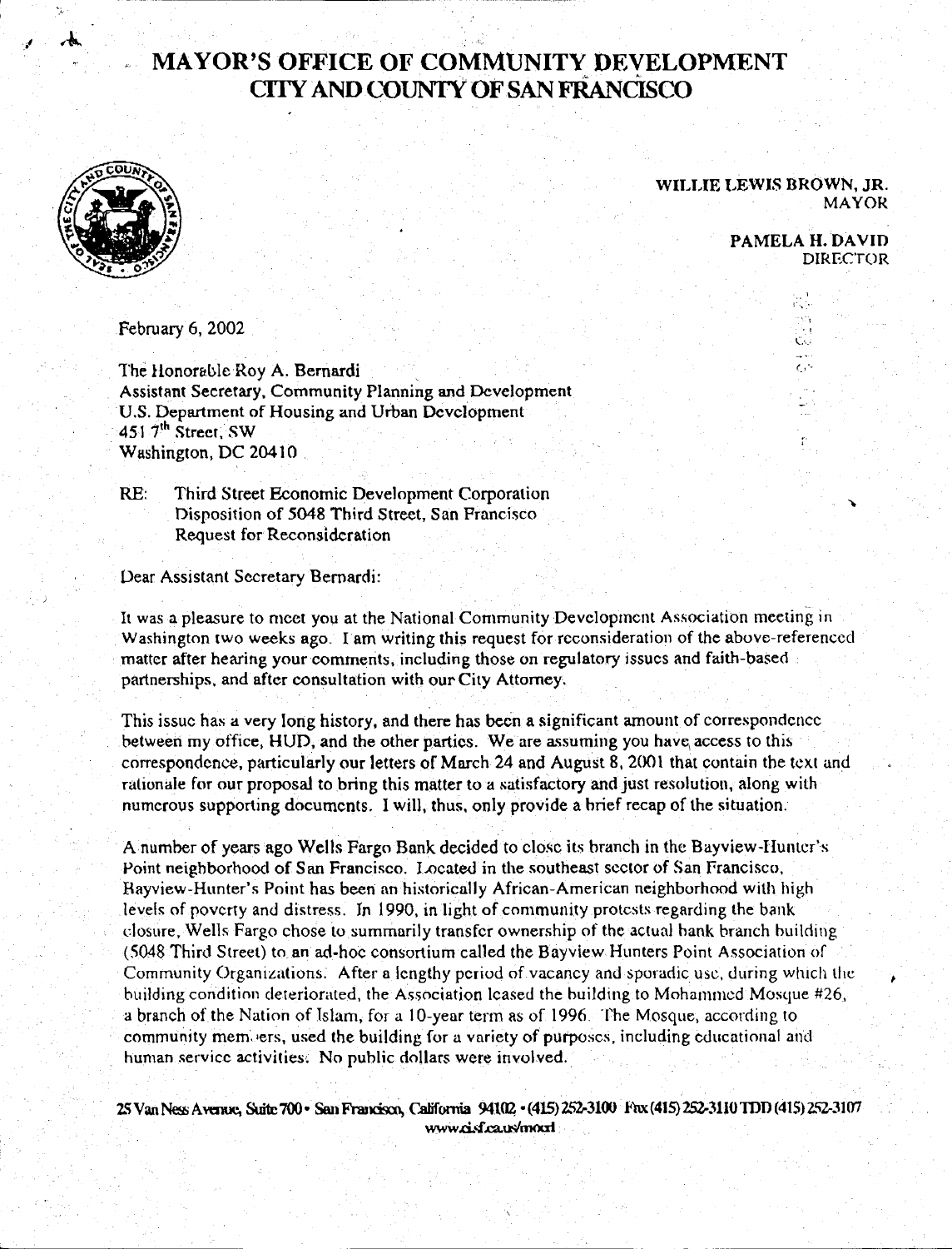# MAYOR'S OFFICE OF COMMUNITY DEVELOPMENT
# CITY AND COUNTY OF SAN FRANCISCO

**WILLIE LEWIS BROWN, JR.**
MAYOR

**PAMELA H. DAVID**
DIRECTOR

February 6, 2002

The Honorable Roy A. Bernardi
Assistant Secretary, Community Planning and Development
U.S. Department of Housing and Urban Development
451 7th Street, SW
Washington, DC 20410

RE: Third Street Economic Development Corporation
Disposition of 5048 Third Street, San Francisco
Request for Reconsideration

Dear Assistant Secretary Bernardi:

It was a pleasure to meet you at the National Community Development Association meeting in Washington two weeks ago. I am writing this request for reconsideration of the above-referenced matter after hearing your comments, including those on regulatory issues and faith-based partnerships, and after consultation with our City Attorney.

This issue has a very long history, and there has been a significant amount of correspondence between my office, HUD, and the other parties. We are assuming you have access to this correspondence, particularly our letters of March 24 and August 8, 2001 that contain the text and rationale for our proposal to bring this matter to a satisfactory and just resolution, along with numerous supporting documents. I will, thus, only provide a brief recap of the situation.

A number of years ago Wells Fargo Bank decided to close its branch in the Bayview-Hunter's Point neighborhood of San Francisco. Located in the southeast sector of San Francisco, Bayview-Hunter's Point has been an historically African-American neighborhood with high levels of poverty and distress. In 1990, in light of community protests regarding the bank closure, Wells Fargo chose to summarily transfer ownership of the actual bank branch building (5048 Third Street) to an ad-hoc consortium called the Bayview Hunters Point Association of Community Organizations. After a lengthy period of vacancy and sporadic use, during which the building condition deteriorated, the Association leased the building to Mohammed Mosque #26, a branch of the Nation of Islam, for a 10-year term as of 1996. The Mosque, according to community members, used the building for a variety of purposes, including educational and human service activities. No public dollars were involved.

25 Van Ness Avenue, Suite 700 • San Francisco, California 94102 • (415) 252-3100 Fax (415) 252-3110 TDD (415) 252-3107
www.ci.sf.ca.us/mocd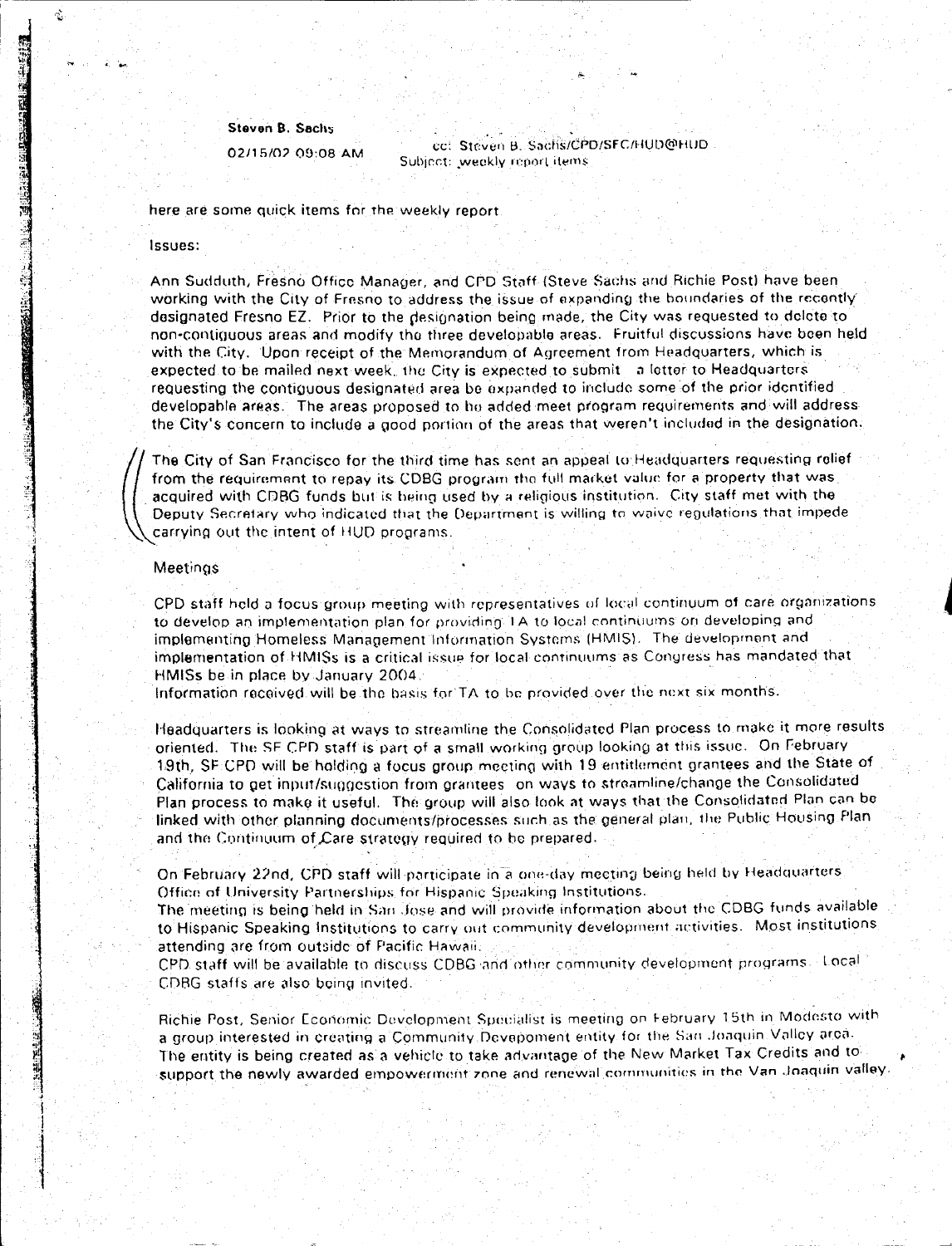**Steven B. Sachs**

02/15/02 09:08 AM

cc: Steven B. Sachs/CPD/SFC/HUD@HUD
Subject: weekly report items

here are some quick items for the weekly report

Issues:

Ann Sudduth, Fresno Office Manager, and CPD Staff (Steve Sachs and Richie Post) have been working with the City of Fresno to address the issue of expanding the boundaries of the recently designated Fresno EZ. Prior to the designation being made, the City was requested to delete to non-contiguous areas and modify the three developable areas. Fruitful discussions have been held with the City. Upon receipt of the Memorandum of Agreement from Headquarters, which is expected to be mailed next week, the City is expected to submit a letter to Headquarters requesting the contiguous designated area be expanded to include some of the prior identified developable areas. The areas proposed to be added meet program requirements and will address the City's concern to include a good portion of the areas that weren't included in the designation.

The City of San Francisco for the third time has sent an appeal to Headquarters requesting relief from the requirement to repay its CDBG program the full market value for a property that was acquired with CDBG funds but is being used by a religious institution. City staff met with the Deputy Secretary who indicated that the Department is willing to waive regulations that impede carrying out the intent of HUD programs.

Meetings

CPD staff held a focus group meeting with representatives of local continuum of care organizations to develop an implementation plan for providing TA to local continuums on developing and implementing Homeless Management Information Systems (HMIS). The development and implementation of HMISs is a critical issue for local continuums as Congress has mandated that HMISs be in place by January 2004.
Information received will be the basis for TA to be provided over the next six months.

Headquarters is looking at ways to streamline the Consolidated Plan process to make it more results oriented. The SF CPD staff is part of a small working group looking at this issue. On February 19th, SF CPD will be holding a focus group meeting with 19 entitlement grantees and the State of California to get input/suggestion from grantees on ways to streamline/change the Consolidated Plan process to make it useful. The group will also look at ways that the Consolidated Plan can be linked with other planning documents/processes such as the general plan, the Public Housing Plan and the Continuum of Care strategy required to be prepared.

On February 22nd, CPD staff will participate in a one-day meeting being held by Headquarters Office of University Partnerships for Hispanic Speaking Institutions.
The meeting is being held in San Jose and will provide information about the CDBG funds available to Hispanic Speaking Institutions to carry out community development activities. Most institutions attending are from outside of Pacific Hawaii.
CPD staff will be available to discuss CDBG and other community development programs. Local CDBG staffs are also being invited.

Richie Post, Senior Economic Development Specialist is meeting on February 15th in Modesto with a group interested in creating a Community Devepoment entity for the San Joaquin Valley area. The entity is being created as a vehicle to take advantage of the New Market Tax Credits and to support the newly awarded empowerment zone and renewal communities in the Van Joaquin valley.